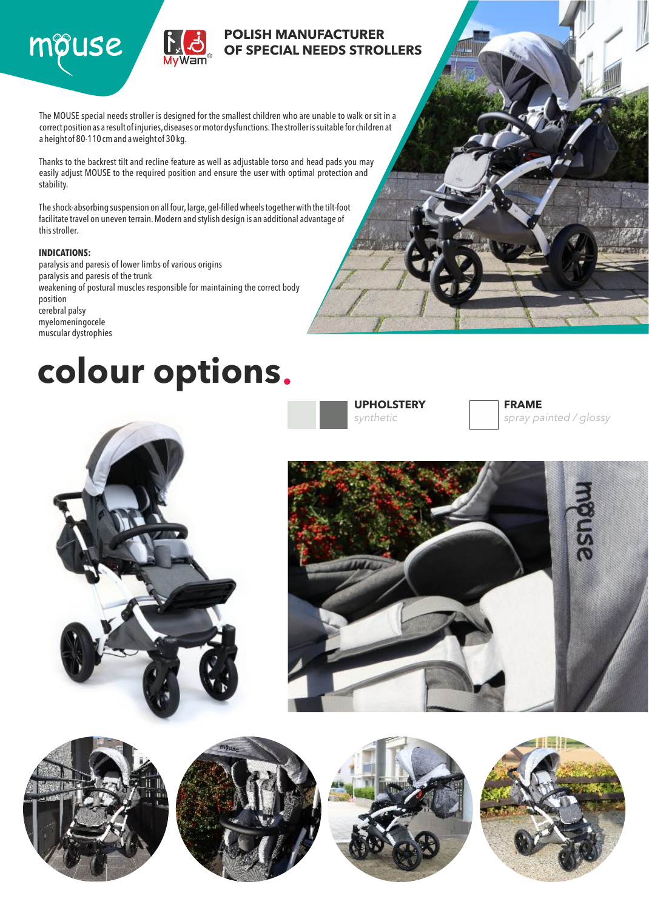# mouse

MyWam®

## POLISH MANUFACTURER OF SPECIAL NEEDS STROLLERS

The MOUSE special needs stroller is designed for the smallest children who are unable to walk or sit in a correct position as a result of injuries, diseases or motor dysfunctions. The stroller is suitable for children at a height of 80-110 cm and a weight of 30 kg.

Thanks to the backrest tilt and recline feature as well as adjustable torso and head pads you may easily adjust MOUSE to the required position and ensure the user with optimal protection and stability.

The shock-absorbing suspension on all four, large, gel-filled wheels together with the tilt-foot facilitate travel on uneven terrain. Modern and stylish design is an additional advantage of this stroller.

**INDICATIONS:**

- paralysis and paresis of lower limbs of various origins
- paralysis and paresis of the trunk
- weakening of postural muscles responsible for maintaining the correct body position
- cerebral palsy
- myelomeningocele
- muscular dystrophies

# colour options.

**UPHOLSTERY**
*synthetic*

**FRAME**
*spray painted / glossy*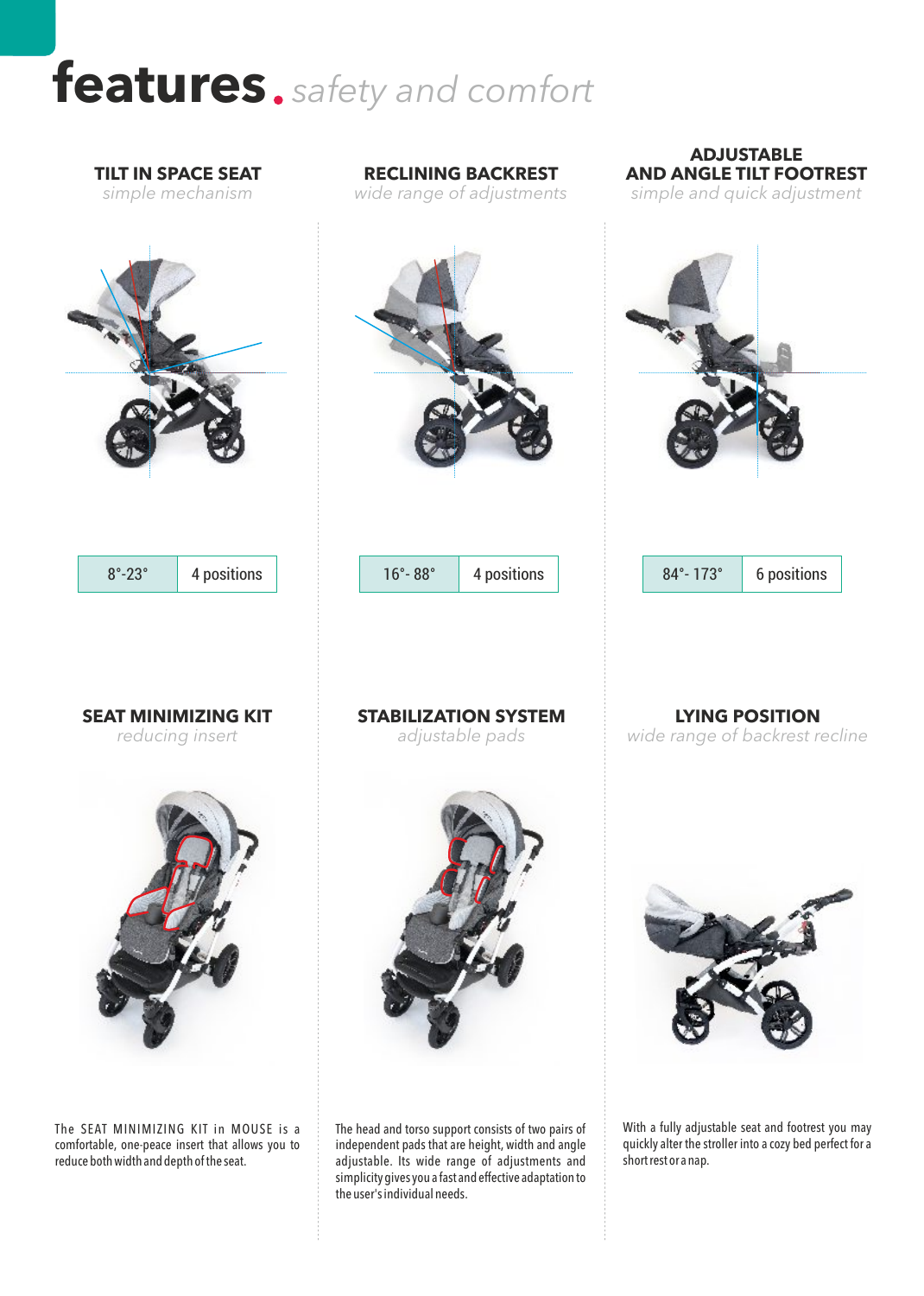# features. *safety and comfort*

### TILT IN SPACE SEAT
*simple mechanism*

| 8°-23° | 4 positions |
|---|---|

### RECLINING BACKREST
*wide range of adjustments*

| 16°- 88° | 4 positions |
|---|---|

### ADJUSTABLE AND ANGLE TILT FOOTREST
*simple and quick adjustment*

| 84°- 173° | 6 positions |
|---|---|

### SEAT MINIMIZING KIT
*reducing insert*

The SEAT MINIMIZING KIT in MOUSE is a comfortable, one-peace insert that allows you to reduce both width and depth of the seat.

### STABILIZATION SYSTEM
*adjustable pads*

The head and torso support consists of two pairs of independent pads that are height, width and angle adjustable. Its wide range of adjustments and simplicity gives you a fast and effective adaptation to the user's individual needs.

### LYING POSITION
*wide range of backrest recline*

With a fully adjustable seat and footrest you may quickly alter the stroller into a cozy bed perfect for a short rest or a nap.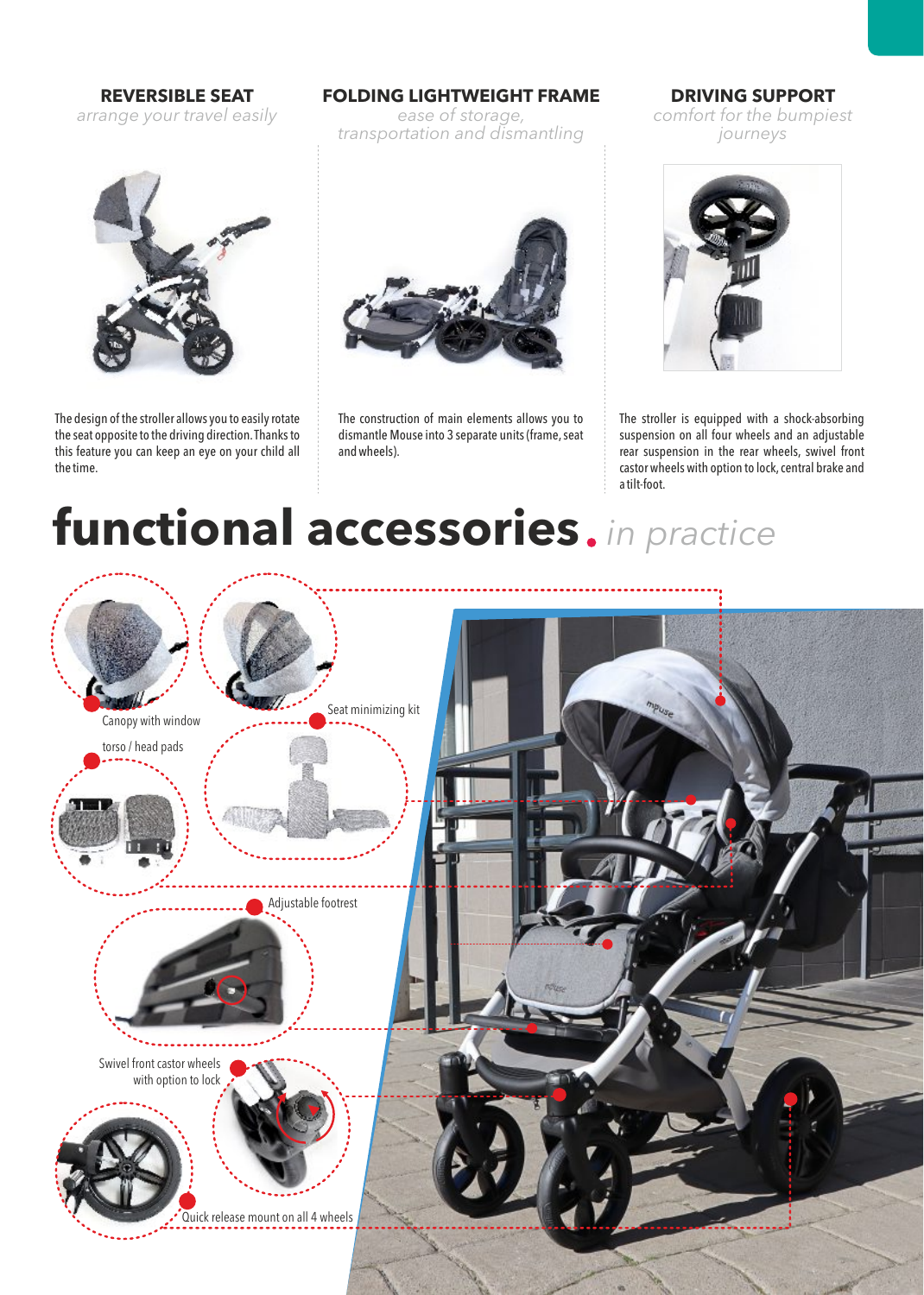### REVERSIBLE SEAT

*arrange your travel easily*

The design of the stroller allows you to easily rotate the seat opposite to the driving direction. Thanks to this feature you can keep an eye on your child all the time.

### FOLDING LIGHTWEIGHT FRAME

*ease of storage, transportation and dismantling*

The construction of main elements allows you to dismantle Mouse into 3 separate units (frame, seat and wheels).

### DRIVING SUPPORT

*comfort for the bumpiest journeys*

The stroller is equipped with a shock-absorbing suspension on all four wheels and an adjustable rear suspension in the rear wheels, swivel front castor wheels with option to lock, central brake and a tilt-foot.

# functional accessories. *in practice*

Canopy with window

Seat minimizing kit

torso / head pads

Adjustable footrest

Swivel front castor wheels with option to lock

Quick release mount on all 4 wheels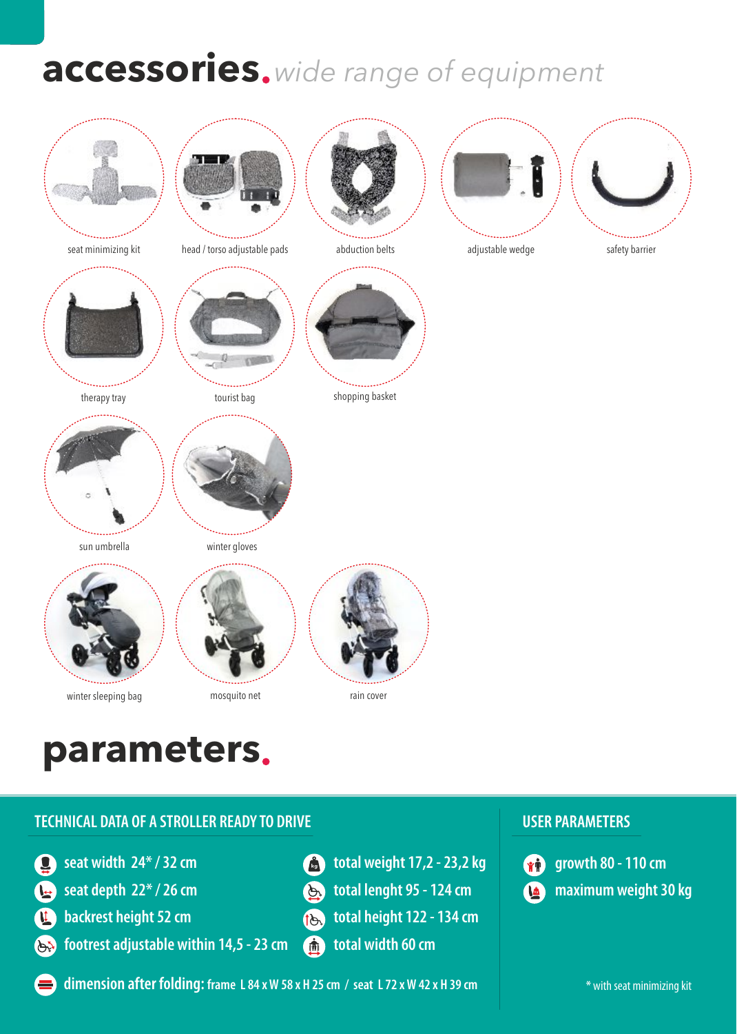# accessories. *wide range of equipment*

seat minimizing kit

head / torso adjustable pads

abduction belts

adjustable wedge

safety barrier

therapy tray

tourist bag

shopping basket

sun umbrella

winter gloves

winter sleeping bag

mosquito net

rain cover

# parameters.

## TECHNICAL DATA OF A STROLLER READY TO DRIVE

- seat width 24* / 32 cm
- seat depth 22* / 26 cm
- backrest height 52 cm
- footrest adjustable within 14,5 - 23 cm
- total weight 17,2 - 23,2 kg
- total lenght 95 - 124 cm
- total height 122 - 134 cm
- total width 60 cm

**dimension after folding:** frame L 84 x W 58 x H 25 cm / seat L 72 x W 42 x H 39 cm

## USER PARAMETERS

- growth 80 - 110 cm
- maximum weight 30 kg

* with seat minimizing kit